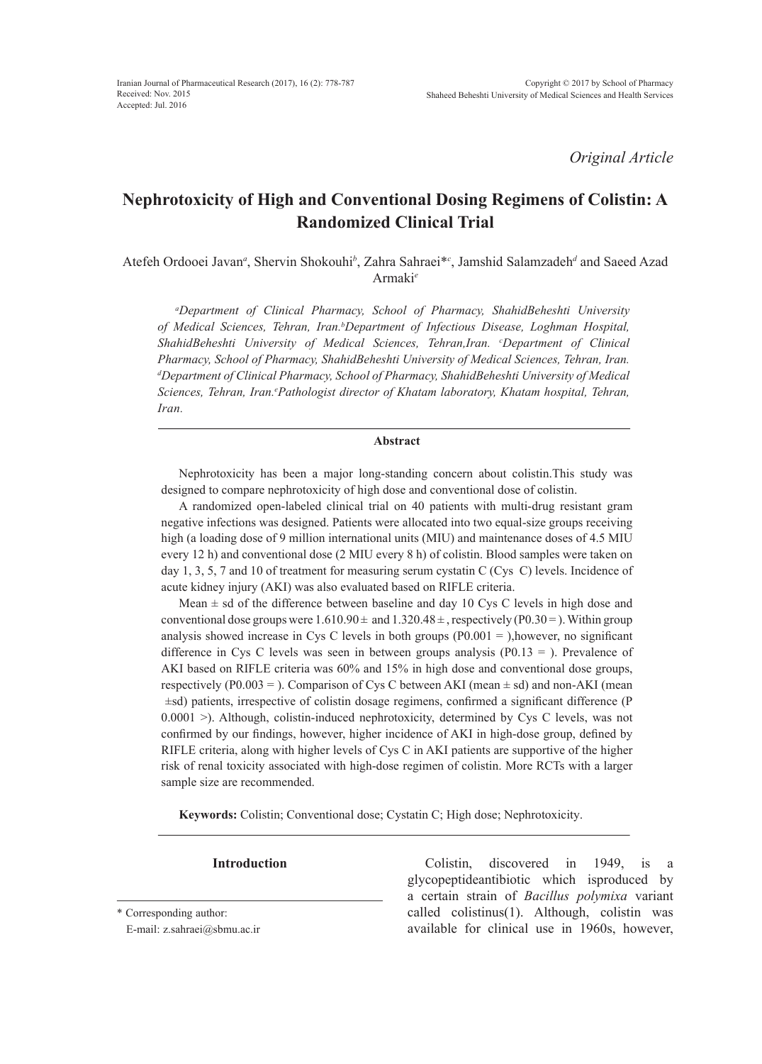*Original Article*

# Nephrotoxicity of High and Conventional Dosing Regimens of Colistin: A Randomized Clinical Trial

Atefeh Ordooei Javan[a], Shervin Shokouhi[b], Zahra Sahraei*[c], Jamshid Salamzadeh[d] and Saeed Azad Armaki[e]

*[a]Department of Clinical Pharmacy, School of Pharmacy, ShahidBeheshti University of Medical Sciences, Tehran, Iran.[b]Department of Infectious Disease, Loghman Hospital, ShahidBeheshti University of Medical Sciences, Tehran,Iran. [c]Department of Clinical Pharmacy, School of Pharmacy, ShahidBeheshti University of Medical Sciences, Tehran, Iran. [d]Department of Clinical Pharmacy, School of Pharmacy, ShahidBeheshti University of Medical Sciences, Tehran, Iran.[e]Pathologist director of Khatam laboratory, Khatam hospital, Tehran, Iran.*

## Abstract

Nephrotoxicity has been a major long-standing concern about colistin.This study was designed to compare nephrotoxicity of high dose and conventional dose of colistin.

A randomized open-labeled clinical trial on 40 patients with multi-drug resistant gram negative infections was designed. Patients were allocated into two equal-size groups receiving high (a loading dose of 9 million international units (MIU) and maintenance doses of 4.5 MIU every 12 h) and conventional dose (2 MIU every 8 h) of colistin. Blood samples were taken on day 1, 3, 5, 7 and 10 of treatment for measuring serum cystatin C (Cys C) levels. Incidence of acute kidney injury (AKI) was also evaluated based on RIFLE criteria.

Mean ± sd of the difference between baseline and day 10 Cys C levels in high dose and conventional dose groups were 1.610.90 ± and 1.320.48 ±, respectively (P0.30 = ). Within group analysis showed increase in Cys C levels in both groups (P0.001 = ),however, no significant difference in Cys C levels was seen in between groups analysis (P0.13 = ). Prevalence of AKI based on RIFLE criteria was 60% and 15% in high dose and conventional dose groups, respectively (P0.003 = ). Comparison of Cys C between AKI (mean ± sd) and non-AKI (mean ±sd) patients, irrespective of colistin dosage regimens, confirmed a significant difference (P 0.0001 >). Although, colistin-induced nephrotoxicity, determined by Cys C levels, was not confirmed by our findings, however, higher incidence of AKI in high-dose group, defined by RIFLE criteria, along with higher levels of Cys C in AKI patients are supportive of the higher risk of renal toxicity associated with high-dose regimen of colistin. More RCTs with a larger sample size are recommended.

**Keywords:** Colistin; Conventional dose; Cystatin C; High dose; Nephrotoxicity.

## Introduction

Colistin, discovered in 1949, is a glycopeptideantibiotic which isproduced by a certain strain of *Bacillus polymixa* variant called colistinus(1). Although, colistin was available for clinical use in 1960s, however,

\* Corresponding author:
E-mail: z.sahraei@sbmu.ac.ir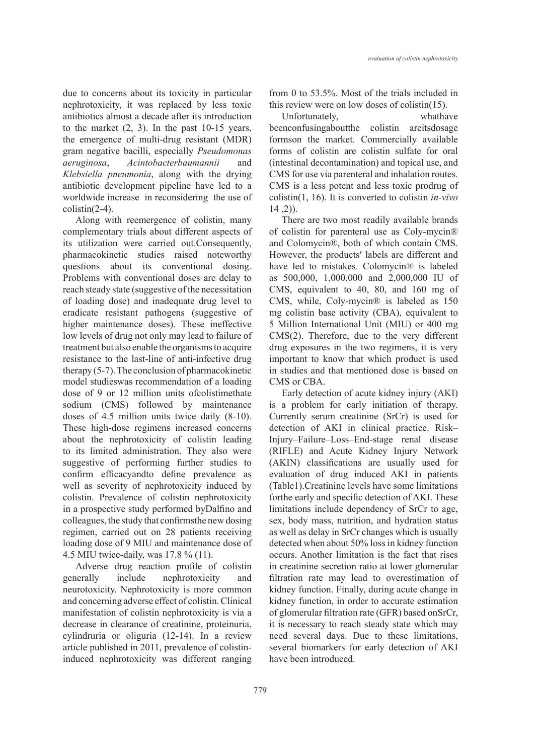due to concerns about its toxicity in particular nephrotoxicity, it was replaced by less toxic antibiotics almost a decade after its introduction to the market (2, 3). In the past 10-15 years, the emergence of multi-drug resistant (MDR) gram negative bacilli, especially *Pseudomonas aeruginosa*, *Acintobacterbaumannii* and *Klebsiella pneumonia*, along with the drying antibiotic development pipeline have led to a worldwide increase in reconsidering the use of colistin(2-4).

Along with reemergence of colistin, many complementary trials about different aspects of its utilization were carried out.Consequently, pharmacokinetic studies raised noteworthy questions about its conventional dosing. Problems with conventional doses are delay to reach steady state (suggestive of the necessitation of loading dose) and inadequate drug level to eradicate resistant pathogens (suggestive of higher maintenance doses). These ineffective low levels of drug not only may lead to failure of treatment but also enable the organisms to acquire resistance to the last-line of anti-infective drug therapy (5-7). The conclusion of pharmacokinetic model studieswas recommendation of a loading dose of 9 or 12 million units ofcolistimethate sodium (CMS) followed by maintenance doses of 4.5 million units twice daily (8-10). These high-dose regimens increased concerns about the nephrotoxicity of colistin leading to its limited administration. They also were suggestive of performing further studies to confirm efficacyandto define prevalence as well as severity of nephrotoxicity induced by colistin. Prevalence of colistin nephrotoxicity in a prospective study performed byDalfino and colleagues, the study that confirmsthe new dosing regimen, carried out on 28 patients receiving loading dose of 9 MIU and maintenance dose of 4.5 MIU twice-daily, was 17.8 % (11).

Adverse drug reaction profile of colistin generally include nephrotoxicity and neurotoxicity. Nephrotoxicity is more common and concerning adverse effect of colistin. Clinical manifestation of colistin nephrotoxicity is via a decrease in clearance of creatinine, proteinuria, cylindruria or oliguria (12-14). In a review article published in 2011, prevalence of colistin-induced nephrotoxicity was different ranging from 0 to 53.5%. Most of the trials included in this review were on low doses of colistin(15).

Unfortunately, whathave beenconfusingaboutthe colistin areitsdosage formson the market. Commercially available forms of colistin are colistin sulfate for oral (intestinal decontamination) and topical use, and CMS for use via parenteral and inhalation routes. CMS is a less potent and less toxic prodrug of colistin(1, 16). It is converted to colistin *in-vivo* 14 ,2)).

There are two most readily available brands of colistin for parenteral use as Coly-mycin® and Colomycin®, both of which contain CMS. However, the products′ labels are different and have led to mistakes. Colomycin® is labeled as 500,000, 1,000,000 and 2,000,000 IU of CMS, equivalent to 40, 80, and 160 mg of CMS, while, Coly-mycin® is labeled as 150 mg colistin base activity (CBA), equivalent to 5 Million International Unit (MIU) or 400 mg CMS(2). Therefore, due to the very different drug exposures in the two regimens, it is very important to know that which product is used in studies and that mentioned dose is based on CMS or CBA.

Early detection of acute kidney injury (AKI) is a problem for early initiation of therapy. Currently serum creatinine (SrCr) is used for detection of AKI in clinical practice. Risk–Injury–Failure–Loss–End-stage renal disease (RIFLE) and Acute Kidney Injury Network (AKIN) classifications are usually used for evaluation of drug induced AKI in patients (Table1).Creatinine levels have some limitations forthe early and specific detection of AKI. These limitations include dependency of SrCr to age, sex, body mass, nutrition, and hydration status as well as delay in SrCr changes which is usually detected when about 50% loss in kidney function occurs. Another limitation is the fact that rises in creatinine secretion ratio at lower glomerular filtration rate may lead to overestimation of kidney function. Finally, during acute change in kidney function, in order to accurate estimation of glomerular filtration rate (GFR) based onSrCr, it is necessary to reach steady state which may need several days. Due to these limitations, several biomarkers for early detection of AKI have been introduced.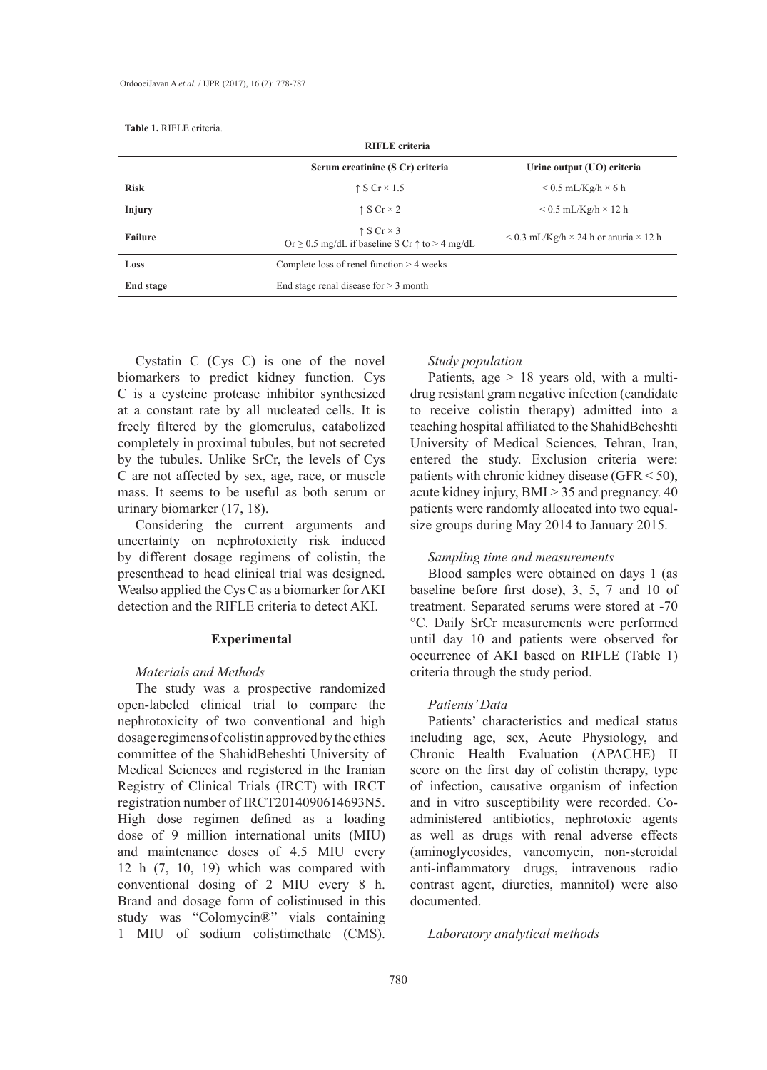**Table 1.** RIFLE criteria.

| RIFLE criteria | | |
|---|---|---|
| | Serum creatinine (S Cr) criteria | Urine output (UO) criteria |
| **Risk** | ↑ S Cr × 1.5 | < 0.5 mL/Kg/h × 6 h |
| **Injury** | ↑ S Cr × 2 | < 0.5 mL/Kg/h × 12 h |
| **Failure** | ↑ S Cr × 3<br>Or ≥ 0.5 mg/dL if baseline S Cr ↑ to > 4 mg/dL | < 0.3 mL/Kg/h × 24 h or anuria × 12 h |
| **Loss** | Complete loss of renel function > 4 weeks | |
| **End stage** | End stage renal disease for > 3 month | |

Cystatin C (Cys C) is one of the novel biomarkers to predict kidney function. Cys C is a cysteine protease inhibitor synthesized at a constant rate by all nucleated cells. It is freely filtered by the glomerulus, catabolized completely in proximal tubules, but not secreted by the tubules. Unlike SrCr, the levels of Cys C are not affected by sex, age, race, or muscle mass. It seems to be useful as both serum or urinary biomarker (17, 18).

Considering the current arguments and uncertainty on nephrotoxicity risk induced by different dosage regimens of colistin, the presenthead to head clinical trial was designed. Wealso applied the Cys C as a biomarker for AKI detection and the RIFLE criteria to detect AKI.

## Experimental

### *Materials and Methods*

The study was a prospective randomized open-labeled clinical trial to compare the nephrotoxicity of two conventional and high dosage regimens of colistin approved by the ethics committee of the ShahidBeheshti University of Medical Sciences and registered in the Iranian Registry of Clinical Trials (IRCT) with IRCT registration number of IRCT2014090614693N5. High dose regimen defined as a loading dose of 9 million international units (MIU) and maintenance doses of 4.5 MIU every 12 h (7, 10, 19) which was compared with conventional dosing of 2 MIU every 8 h. Brand and dosage form of colistinused in this study was "Colomycin®" vials containing 1 MIU of sodium colistimethate (CMS).

### *Study population*

Patients, age > 18 years old, with a multi-drug resistant gram negative infection (candidate to receive colistin therapy) admitted into a teaching hospital affiliated to the ShahidBeheshti University of Medical Sciences, Tehran, Iran, entered the study. Exclusion criteria were: patients with chronic kidney disease (GFR < 50), acute kidney injury, BMI > 35 and pregnancy. 40 patients were randomly allocated into two equal-size groups during May 2014 to January 2015.

### *Sampling time and measurements*

Blood samples were obtained on days 1 (as baseline before first dose), 3, 5, 7 and 10 of treatment. Separated serums were stored at -70 °C. Daily SrCr measurements were performed until day 10 and patients were observed for occurrence of AKI based on RIFLE (Table 1) criteria through the study period.

### *Patients' Data*

Patients' characteristics and medical status including age, sex, Acute Physiology, and Chronic Health Evaluation (APACHE) II score on the first day of colistin therapy, type of infection, causative organism of infection and in vitro susceptibility were recorded. Co-administered antibiotics, nephrotoxic agents as well as drugs with renal adverse effects (aminoglycosides, vancomycin, non-steroidal anti-inflammatory drugs, intravenous radio contrast agent, diuretics, mannitol) were also documented.

### *Laboratory analytical methods*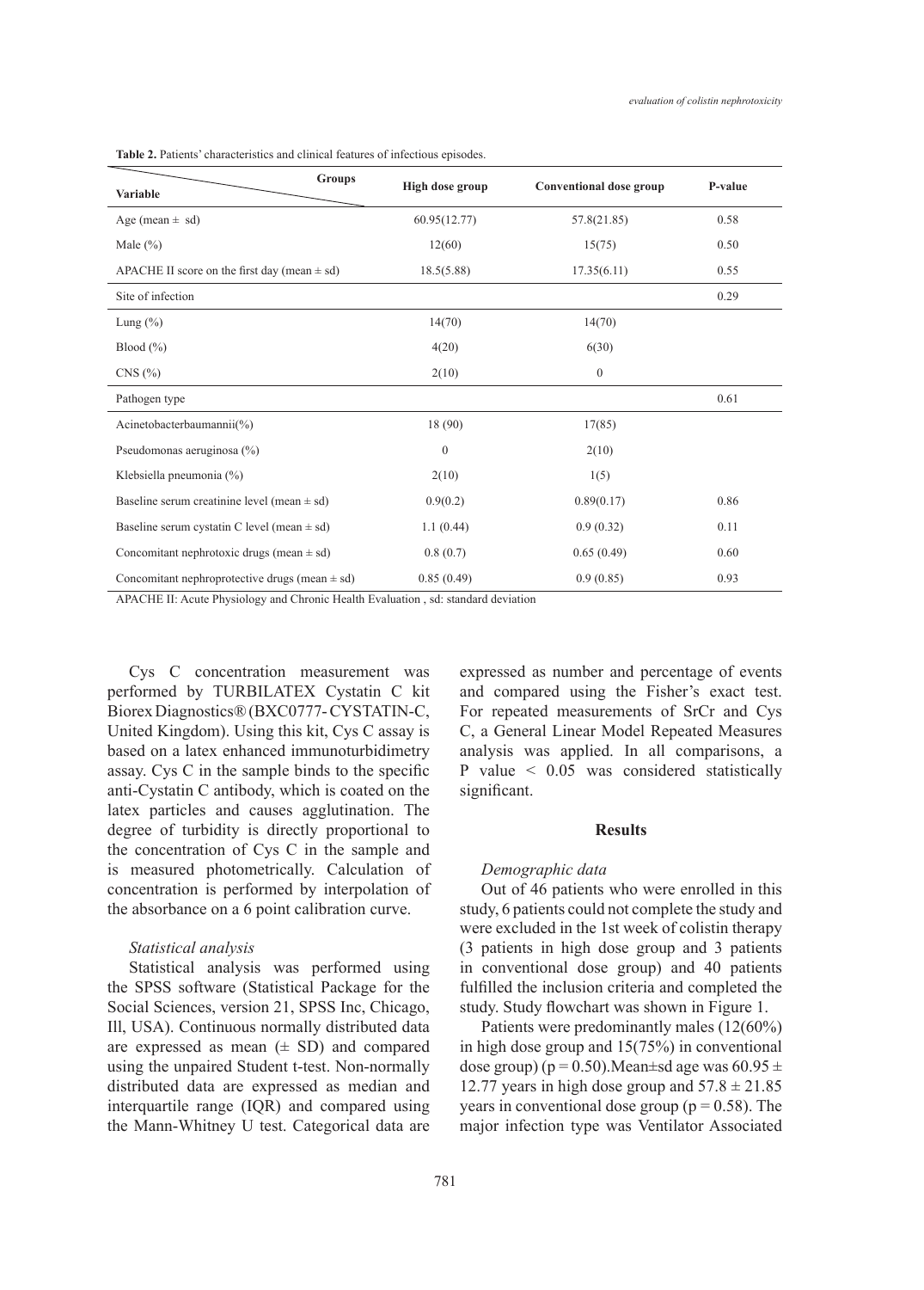**Table 2.** Patients' characteristics and clinical features of infectious episodes.

| Variable \ Groups | High dose group | Conventional dose group | P-value |
|---|---|---|---|
| Age (mean ± sd) | 60.95(12.77) | 57.8(21.85) | 0.58 |
| Male (%) | 12(60) | 15(75) | 0.50 |
| APACHE II score on the first day (mean ± sd) | 18.5(5.88) | 17.35(6.11) | 0.55 |
| Site of infection | | | 0.29 |
| Lung (%) | 14(70) | 14(70) | |
| Blood (%) | 4(20) | 6(30) | |
| CNS (%) | 2(10) | 0 | |
| Pathogen type | | | 0.61 |
| Acinetobacterbaumannii(%) | 18 (90) | 17(85) | |
| Pseudomonas aeruginosa (%) | 0 | 2(10) | |
| Klebsiella pneumonia (%) | 2(10) | 1(5) | |
| Baseline serum creatinine level (mean ± sd) | 0.9(0.2) | 0.89(0.17) | 0.86 |
| Baseline serum cystatin C level (mean ± sd) | 1.1 (0.44) | 0.9 (0.32) | 0.11 |
| Concomitant nephrotoxic drugs (mean ± sd) | 0.8 (0.7) | 0.65 (0.49) | 0.60 |
| Concomitant nephroprotective drugs (mean ± sd) | 0.85 (0.49) | 0.9 (0.85) | 0.93 |

APACHE II: Acute Physiology and Chronic Health Evaluation , sd: standard deviation

Cys C concentration measurement was performed by TURBILATEX Cystatin C kit Biorex Diagnostics® (BXC0777- CYSTATIN-C, United Kingdom). Using this kit, Cys C assay is based on a latex enhanced immunoturbidimetry assay. Cys C in the sample binds to the specific anti-Cystatin C antibody, which is coated on the latex particles and causes agglutination. The degree of turbidity is directly proportional to the concentration of Cys C in the sample and is measured photometrically. Calculation of concentration is performed by interpolation of the absorbance on a 6 point calibration curve.

*Statistical analysis*

Statistical analysis was performed using the SPSS software (Statistical Package for the Social Sciences, version 21, SPSS Inc, Chicago, Ill, USA). Continuous normally distributed data are expressed as mean (± SD) and compared using the unpaired Student t-test. Non-normally distributed data are expressed as median and interquartile range (IQR) and compared using the Mann-Whitney U test. Categorical data are expressed as number and percentage of events and compared using the Fisher's exact test. For repeated measurements of SrCr and Cys C, a General Linear Model Repeated Measures analysis was applied. In all comparisons, a P value $< 0.05$ was considered statistically significant.

## Results

*Demographic data*

Out of 46 patients who were enrolled in this study, 6 patients could not complete the study and were excluded in the 1st week of colistin therapy (3 patients in high dose group and 3 patients in conventional dose group) and 40 patients fulfilled the inclusion criteria and completed the study. Study flowchart was shown in Figure 1.

Patients were predominantly males (12(60%) in high dose group and 15(75%) in conventional dose group) ($p = 0.50$).Mean±sd age was $60.95 \pm 12.77$ years in high dose group and $57.8 \pm 21.85$ years in conventional dose group ($p = 0.58$). The major infection type was Ventilator Associated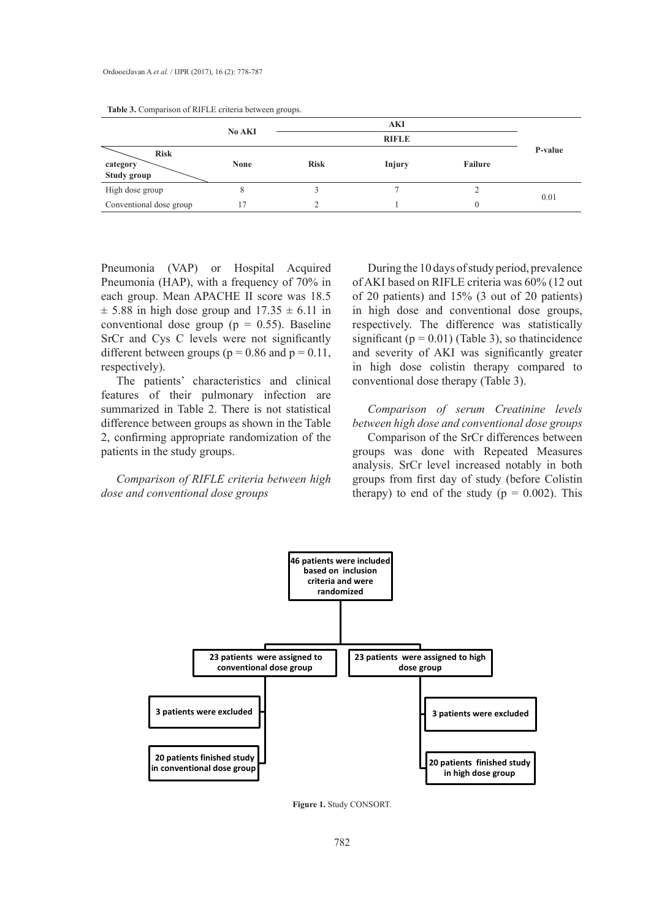**Table 3.** Comparison of RIFLE criteria between groups.

| Risk category / Study group | No AKI | AKI | | | P-value |
|---|---|---|---|---|---|
| | | RIFLE | | | |
| | None | Risk | Injury | Failure | |
| High dose group | 8 | 3 | 7 | 2 | 0.01 |
| Conventional dose group | 17 | 2 | 1 | 0 | |

Pneumonia (VAP) or Hospital Acquired Pneumonia (HAP), with a frequency of 70% in each group. Mean APACHE II score was 18.5 $\pm$ 5.88 in high dose group and 17.35 $\pm$ 6.11 in conventional dose group ($p = 0.55$). Baseline SrCr and Cys C levels were not significantly different between groups ($p = 0.86$ and $p = 0.11$, respectively).

The patients' characteristics and clinical features of their pulmonary infection are summarized in Table 2. There is not statistical difference between groups as shown in the Table 2, confirming appropriate randomization of the patients in the study groups.

*Comparison of RIFLE criteria between high dose and conventional dose groups*

During the 10 days of study period, prevalence of AKI based on RIFLE criteria was 60% (12 out of 20 patients) and 15% (3 out of 20 patients) in high dose and conventional dose groups, respectively. The difference was statistically significant ($p = 0.01$) (Table 3), so thatincidence and severity of AKI was significantly greater in high dose colistin therapy compared to conventional dose therapy (Table 3).

*Comparison of serum Creatinine levels between high dose and conventional dose groups*

Comparison of the SrCr differences between groups was done with Repeated Measures analysis. SrCr level increased notably in both groups from first day of study (before Colistin therapy) to end of the study ($p = 0.002$). This

46 patients were included based on inclusion criteria and were randomized

23 patients were assigned to conventional dose group → 3 patients were excluded → 20 patients finished study in conventional dose group

23 patients were assigned to high dose group → 3 patients were excluded → 20 patients finished study in high dose group

**Figure 1.** Study CONSORT.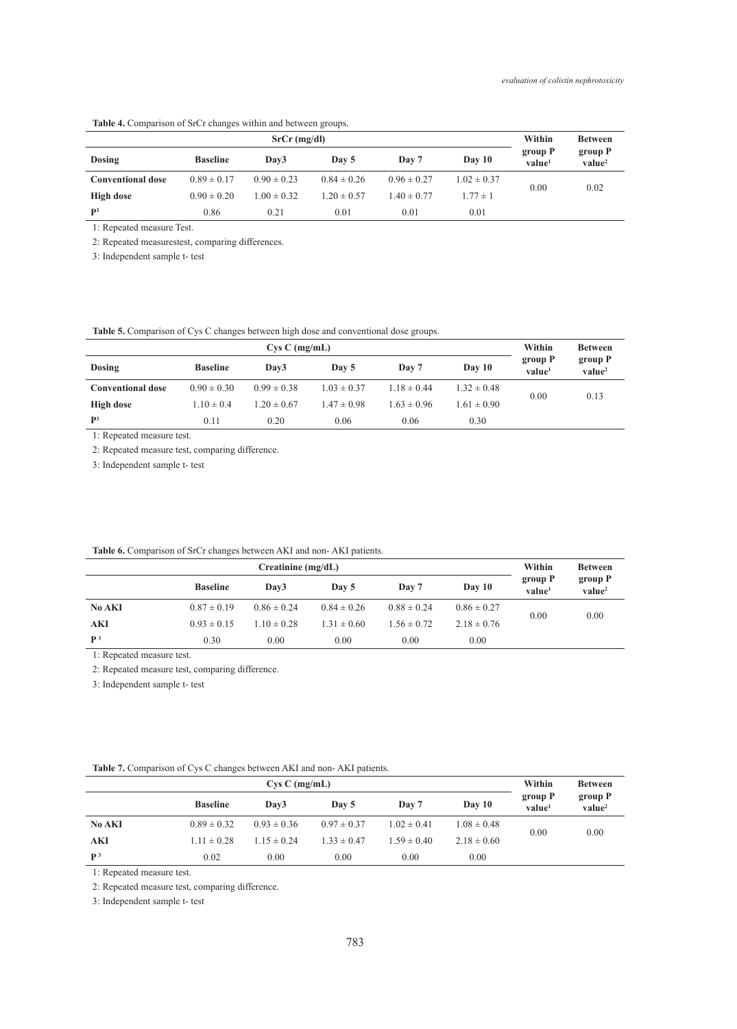**Table 4.** Comparison of SrCr changes within and between groups.

| | SrCr (mg/dl) | | | | | Within group P value[1] | Between group P value[2] |
|---|---|---|---|---|---|---|---|
| **Dosing** | **Baseline** | **Day3** | **Day 5** | **Day 7** | **Day 10** | | |
| **Conventional dose** | 0.89 ± 0.17 | 0.90 ± 0.23 | 0.84 ± 0.26 | 0.96 ± 0.27 | 1.02 ± 0.37 | 0.00 | 0.02 |
| **High dose** | 0.90 ± 0.20 | 1.00 ± 0.32 | 1.20 ± 0.57 | 1.40 ± 0.77 | 1.77 ± 1 | | |
| **P[3]** | 0.86 | 0.21 | 0.01 | 0.01 | 0.01 | | |

1: Repeated measure Test.

2: Repeated measurestest, comparing differences.

3: Independent sample t- test

**Table 5.** Comparison of Cys C changes between high dose and conventional dose groups.

| | Cys C (mg/mL) | | | | | Within group P value[1] | Between group P value[2] |
|---|---|---|---|---|---|---|---|
| **Dosing** | **Baseline** | **Day3** | **Day 5** | **Day 7** | **Day 10** | | |
| **Conventional dose** | 0.90 ± 0.30 | 0.99 ± 0.38 | 1.03 ± 0.37 | 1.18 ± 0.44 | 1.32 ± 0.48 | 0.00 | 0.13 |
| **High dose** | 1.10 ± 0.4 | 1.20 ± 0.67 | 1.47 ± 0.98 | 1.63 ± 0.96 | 1.61 ± 0.90 | | |
| **P[3]** | 0.11 | 0.20 | 0.06 | 0.06 | 0.30 | | |

1: Repeated measure test.

2: Repeated measure test, comparing difference.

3: Independent sample t- test

**Table 6.** Comparison of SrCr changes between AKI and non- AKI patients.

| | Creatinine (mg/dL) | | | | | Within group P value[1] | Between group P value[2] |
|---|---|---|---|---|---|---|---|
| | **Baseline** | **Day3** | **Day 5** | **Day 7** | **Day 10** | | |
| **No AKI** | 0.87 ± 0.19 | 0.86 ± 0.24 | 0.84 ± 0.26 | 0.88 ± 0.24 | 0.86 ± 0.27 | 0.00 | 0.00 |
| **AKI** | 0.93 ± 0.15 | 1.10 ± 0.28 | 1.31 ± 0.60 | 1.56 ± 0.72 | 2.18 ± 0.76 | | |
| **P[3]** | 0.30 | 0.00 | 0.00 | 0.00 | 0.00 | | |

1: Repeated measure test.

2: Repeated measure test, comparing difference.

3: Independent sample t- test

**Table 7.** Comparison of Cys C changes between AKI and non- AKI patients.

| | Cys C (mg/mL) | | | | | Within group P value[1] | Between group P value[2] |
|---|---|---|---|---|---|---|---|
| | **Baseline** | **Day3** | **Day 5** | **Day 7** | **Day 10** | | |
| **No AKI** | 0.89 ± 0.32 | 0.93 ± 0.36 | 0.97 ± 0.37 | 1.02 ± 0.41 | 1.08 ± 0.48 | 0.00 | 0.00 |
| **AKI** | 1.11 ± 0.28 | 1.15 ± 0.24 | 1.33 ± 0.47 | 1.59 ± 0.40 | 2.18 ± 0.60 | | |
| **P[3]** | 0.02 | 0.00 | 0.00 | 0.00 | 0.00 | | |

1: Repeated measure test.

2: Repeated measure test, comparing difference.

3: Independent sample t- test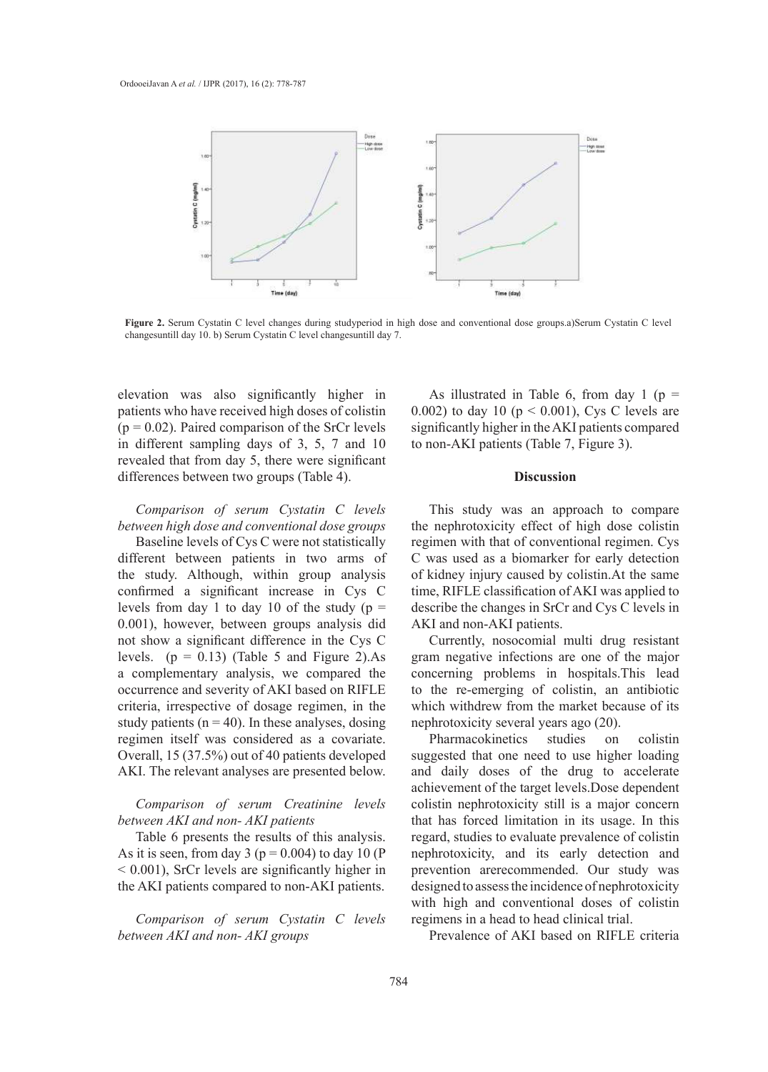**Figure 2.** Serum Cystatin C level changes during studyperiod in high dose and conventional dose groups.a)Serum Cystatin C level changesuntill day 10. b) Serum Cystatin C level changesuntill day 7.

elevation was also significantly higher in patients who have received high doses of colistin ($p = 0.02$). Paired comparison of the SrCr levels in different sampling days of 3, 5, 7 and 10 revealed that from day 5, there were significant differences between two groups (Table 4).

*Comparison of serum Cystatin C levels between high dose and conventional dose groups*

Baseline levels of Cys C were not statistically different between patients in two arms of the study. Although, within group analysis confirmed a significant increase in Cys C levels from day 1 to day 10 of the study ($p = 0.001$), however, between groups analysis did not show a significant difference in the Cys C levels. ($p = 0.13$) (Table 5 and Figure 2).As a complementary analysis, we compared the occurrence and severity of AKI based on RIFLE criteria, irrespective of dosage regimen, in the study patients ($n = 40$). In these analyses, dosing regimen itself was considered as a covariate. Overall, 15 (37.5%) out of 40 patients developed AKI. The relevant analyses are presented below.

*Comparison of serum Creatinine levels between AKI and non- AKI patients*

Table 6 presents the results of this analysis. As it is seen, from day 3 ($p = 0.004$) to day 10 ($P < 0.001$), SrCr levels are significantly higher in the AKI patients compared to non-AKI patients.

*Comparison of serum Cystatin C levels between AKI and non- AKI groups*

As illustrated in Table 6, from day 1 ($p = 0.002$) to day 10 ($p < 0.001$), Cys C levels are significantly higher in the AKI patients compared to non-AKI patients (Table 7, Figure 3).

## Discussion

This study was an approach to compare the nephrotoxicity effect of high dose colistin regimen with that of conventional regimen. Cys C was used as a biomarker for early detection of kidney injury caused by colistin.At the same time, RIFLE classification of AKI was applied to describe the changes in SrCr and Cys C levels in AKI and non-AKI patients.

Currently, nosocomial multi drug resistant gram negative infections are one of the major concerning problems in hospitals.This lead to the re-emerging of colistin, an antibiotic which withdrew from the market because of its nephrotoxicity several years ago (20).

Pharmacokinetics studies on colistin suggested that one need to use higher loading and daily doses of the drug to accelerate achievement of the target levels.Dose dependent colistin nephrotoxicity still is a major concern that has forced limitation in its usage. In this regard, studies to evaluate prevalence of colistin nephrotoxicity, and its early detection and prevention arerecommended. Our study was designed to assess the incidence of nephrotoxicity with high and conventional doses of colistin regimens in a head to head clinical trial.

Prevalence of AKI based on RIFLE criteria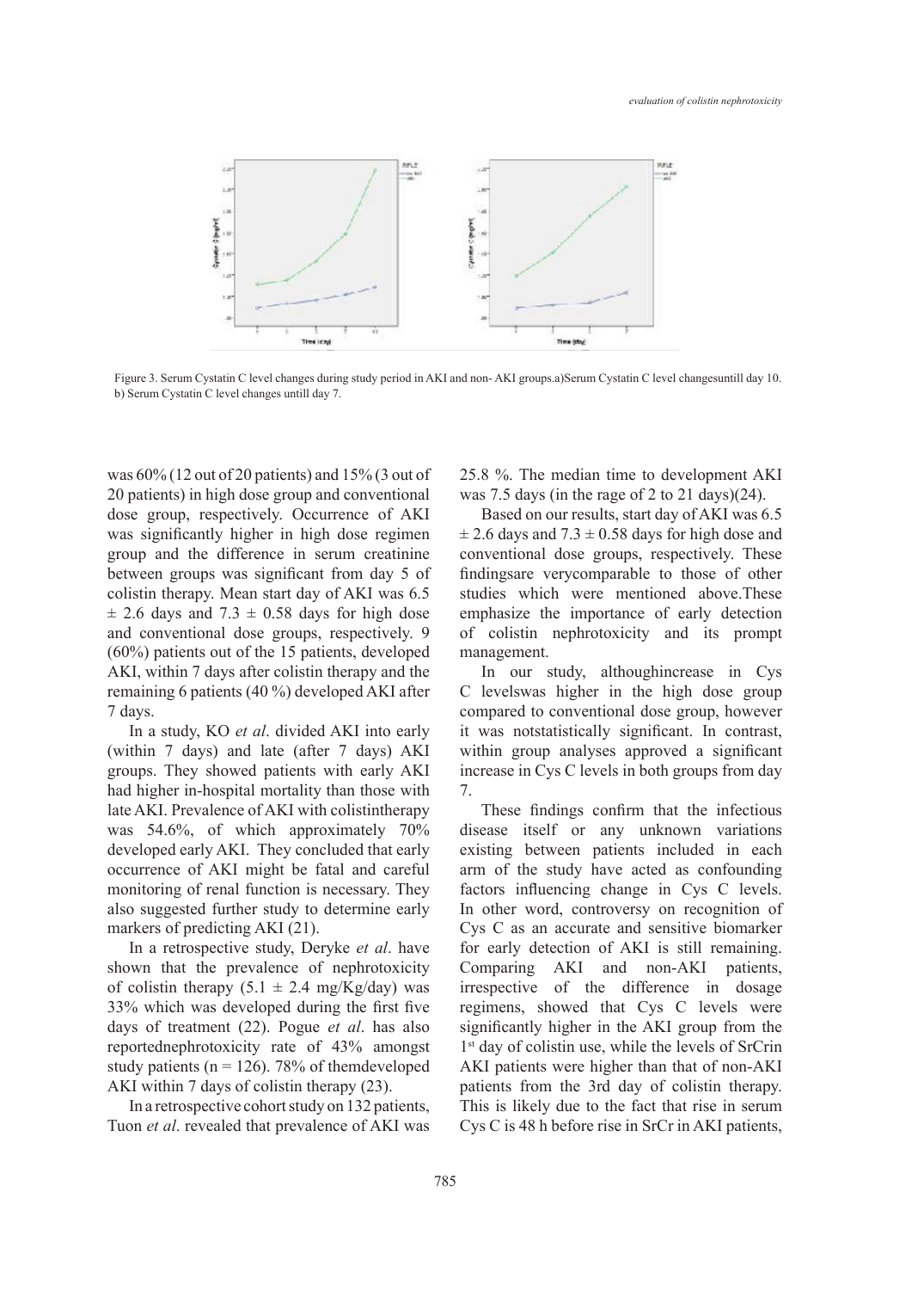Figure 3. Serum Cystatin C level changes during study period in AKI and non- AKI groups.a)Serum Cystatin C level changesuntill day 10. b) Serum Cystatin C level changes untill day 7.

was 60% (12 out of 20 patients) and 15% (3 out of 20 patients) in high dose group and conventional dose group, respectively. Occurrence of AKI was significantly higher in high dose regimen group and the difference in serum creatinine between groups was significant from day 5 of colistin therapy. Mean start day of AKI was 6.5 $\pm$ 2.6 days and 7.3 $\pm$ 0.58 days for high dose and conventional dose groups, respectively. 9 (60%) patients out of the 15 patients, developed AKI, within 7 days after colistin therapy and the remaining 6 patients (40 %) developed AKI after 7 days.

In a study, KO *et al*. divided AKI into early (within 7 days) and late (after 7 days) AKI groups. They showed patients with early AKI had higher in-hospital mortality than those with late AKI. Prevalence of AKI with colistintherapy was 54.6%, of which approximately 70% developed early AKI. They concluded that early occurrence of AKI might be fatal and careful monitoring of renal function is necessary. They also suggested further study to determine early markers of predicting AKI (21).

In a retrospective study, Deryke *et al*. have shown that the prevalence of nephrotoxicity of colistin therapy (5.1 $\pm$ 2.4 mg/Kg/day) was 33% which was developed during the first five days of treatment (22). Pogue *et al*. has also reportednephrotoxicity rate of 43% amongst study patients (n = 126). 78% of themdeveloped AKI within 7 days of colistin therapy (23).

In a retrospective cohort study on 132 patients, Tuon *et al*. revealed that prevalence of AKI was 25.8 %. The median time to development AKI was 7.5 days (in the rage of 2 to 21 days)(24).

Based on our results, start day of AKI was 6.5 $\pm$ 2.6 days and 7.3 $\pm$ 0.58 days for high dose and conventional dose groups, respectively. These findingsare verycomparable to those of other studies which were mentioned above.These emphasize the importance of early detection of colistin nephrotoxicity and its prompt management.

In our study, althoughincrease in Cys C levelswas higher in the high dose group compared to conventional dose group, however it was notstatistically significant. In contrast, within group analyses approved a significant increase in Cys C levels in both groups from day 7.

These findings confirm that the infectious disease itself or any unknown variations existing between patients included in each arm of the study have acted as confounding factors influencing change in Cys C levels. In other word, controversy on recognition of Cys C as an accurate and sensitive biomarker for early detection of AKI is still remaining. Comparing AKI and non-AKI patients, irrespective of the difference in dosage regimens, showed that Cys C levels were significantly higher in the AKI group from the 1st day of colistin use, while the levels of SrCrin AKI patients were higher than that of non-AKI patients from the 3rd day of colistin therapy. This is likely due to the fact that rise in serum Cys C is 48 h before rise in SrCr in AKI patients,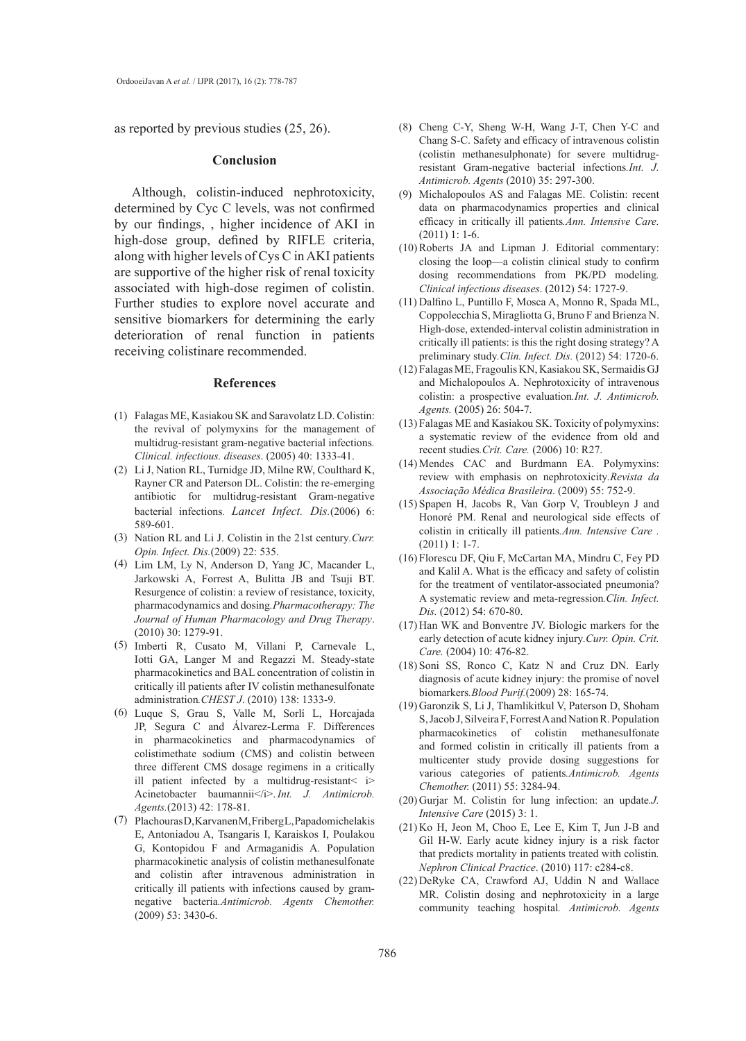as reported by previous studies (25, 26).

## Conclusion

Although, colistin-induced nephrotoxicity, determined by Cyc C levels, was not confirmed by our findings, , higher incidence of AKI in high-dose group, defined by RIFLE criteria, along with higher levels of Cys C in AKI patients are supportive of the higher risk of renal toxicity associated with high-dose regimen of colistin. Further studies to explore novel accurate and sensitive biomarkers for determining the early deterioration of renal function in patients receiving colistinare recommended.

## References

(1) Falagas ME, Kasiakou SK and Saravolatz LD. Colistin: the revival of polymyxins for the management of multidrug-resistant gram-negative bacterial infections. *Clinical. infectious. diseases*. (2005) 40: 1333-41.

(2) Li J, Nation RL, Turnidge JD, Milne RW, Coulthard K, Rayner CR and Paterson DL. Colistin: the re-emerging antibiotic for multidrug-resistant Gram-negative bacterial infections. *Lancet Infect. Dis*.(2006) 6: 589-601.

(3) Nation RL and Li J. Colistin in the 21st century.*Curr. Opin. Infect. Dis*.(2009) 22: 535.

(4) Lim LM, Ly N, Anderson D, Yang JC, Macander L, Jarkowski A, Forrest A, Bulitta JB and Tsuji BT. Resurgence of colistin: a review of resistance, toxicity, pharmacodynamics and dosing.*Pharmacotherapy: The Journal of Human Pharmacology and Drug Therapy*. (2010) 30: 1279-91.

(5) Imberti R, Cusato M, Villani P, Carnevale L, Iotti GA, Langer M and Regazzi M. Steady-state pharmacokinetics and BAL concentration of colistin in critically ill patients after IV colistin methanesulfonate administration.*CHEST J*. (2010) 138: 1333-9.

(6) Luque S, Grau S, Valle M, Sorlí L, Horcajada JP, Segura C and Álvarez-Lerma F. Differences in pharmacokinetics and pharmacodynamics of colistimethate sodium (CMS) and colistin between three different CMS dosage regimens in a critically ill patient infected by a multidrug-resistant< i> Acinetobacter baumannii</i>.*Int. J. Antimicrob. Agents*.(2013) 42: 178-81.

(7) Plachouras D, Karvanen M, Friberg L, Papadomichelakis E, Antoniadou A, Tsangaris I, Karaiskos I, Poulakou G, Kontopidou F and Armaganidis A. Population pharmacokinetic analysis of colistin methanesulfonate and colistin after intravenous administration in critically ill patients with infections caused by gram-negative bacteria.*Antimicrob. Agents Chemother.* (2009) 53: 3430-6.

(8) Cheng C-Y, Sheng W-H, Wang J-T, Chen Y-C and Chang S-C. Safety and efficacy of intravenous colistin (colistin methanesulphonate) for severe multidrug-resistant Gram-negative bacterial infections.*Int. J. Antimicrob. Agents* (2010) 35: 297-300.

(9) Michalopoulos AS and Falagas ME. Colistin: recent data on pharmacodynamics properties and clinical efficacy in critically ill patients.*Ann. Intensive Care.* (2011) 1: 1-6.

(10) Roberts JA and Lipman J. Editorial commentary: closing the loop—a colistin clinical study to confirm dosing recommendations from PK/PD modeling. *Clinical infectious diseases*. (2012) 54: 1727-9.

(11) Dalfino L, Puntillo F, Mosca A, Monno R, Spada ML, Coppolecchia S, Miragliotta G, Bruno F and Brienza N. High-dose, extended-interval colistin administration in critically ill patients: is this the right dosing strategy? A preliminary study.*Clin. Infect. Dis.* (2012) 54: 1720-6.

(12) Falagas ME, Fragoulis KN, Kasiakou SK, Sermaidis GJ and Michalopoulos A. Nephrotoxicity of intravenous colistin: a prospective evaluation.*Int. J. Antimicrob. Agents.* (2005) 26: 504-7.

(13) Falagas ME and Kasiakou SK. Toxicity of polymyxins: a systematic review of the evidence from old and recent studies.*Crit. Care.* (2006) 10: R27.

(14) Mendes CAC and Burdmann EA. Polymyxins: review with emphasis on nephrotoxicity.*Revista da Associação Médica Brasileira*. (2009) 55: 752-9.

(15) Spapen H, Jacobs R, Van Gorp V, Troubleyn J and Honoré PM. Renal and neurological side effects of colistin in critically ill patients.*Ann. Intensive Care* . (2011) 1: 1-7.

(16) Florescu DF, Qiu F, McCartan MA, Mindru C, Fey PD and Kalil A. What is the efficacy and safety of colistin for the treatment of ventilator-associated pneumonia? A systematic review and meta-regression.*Clin. Infect. Dis.* (2012) 54: 670-80.

(17) Han WK and Bonventre JV. Biologic markers for the early detection of acute kidney injury.*Curr. Opin. Crit. Care.* (2004) 10: 476-82.

(18) Soni SS, Ronco C, Katz N and Cruz DN. Early diagnosis of acute kidney injury: the promise of novel biomarkers.*Blood Purif*.(2009) 28: 165-74.

(19) Garonzik S, Li J, Thamlikitkul V, Paterson D, Shoham S, Jacob J, Silveira F, Forrest A and Nation R. Population pharmacokinetics of colistin methanesulfonate and formed colistin in critically ill patients from a multicenter study provide dosing suggestions for various categories of patients.*Antimicrob. Agents Chemother.* (2011) 55: 3284-94.

(20) Gurjar M. Colistin for lung infection: an update.*J. Intensive Care* (2015) 3: 1.

(21) Ko H, Jeon M, Choo E, Lee E, Kim T, Jun J-B and Gil H-W. Early acute kidney injury is a risk factor that predicts mortality in patients treated with colistin. *Nephron Clinical Practice*. (2010) 117: c284-c8.

(22) DeRyke CA, Crawford AJ, Uddin N and Wallace MR. Colistin dosing and nephrotoxicity in a large community teaching hospital. *Antimicrob. Agents*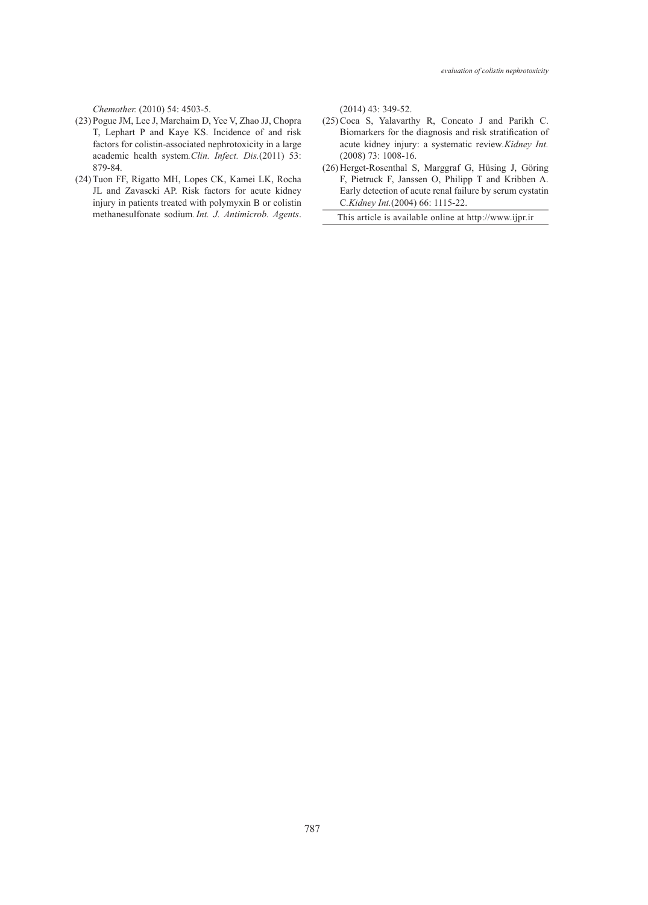*Chemother.* (2010) 54: 4503-5.

(23) Pogue JM, Lee J, Marchaim D, Yee V, Zhao JJ, Chopra T, Lephart P and Kaye KS. Incidence of and risk factors for colistin-associated nephrotoxicity in a large academic health system. *Clin. Infect. Dis.* (2011) 53: 879-84.

(24) Tuon FF, Rigatto MH, Lopes CK, Kamei LK, Rocha JL and Zavascki AP. Risk factors for acute kidney injury in patients treated with polymyxin B or colistin methanesulfonate sodium. *Int. J. Antimicrob. Agents*. (2014) 43: 349-52.

(25) Coca S, Yalavarthy R, Concato J and Parikh C. Biomarkers for the diagnosis and risk stratification of acute kidney injury: a systematic review. *Kidney Int.* (2008) 73: 1008-16.

(26) Herget-Rosenthal S, Marggraf G, Hüsing J, Göring F, Pietruck F, Janssen O, Philipp T and Kribben A. Early detection of acute renal failure by serum cystatin C. *Kidney Int.* (2004) 66: 1115-22.

This article is available online at http://www.ijpr.ir